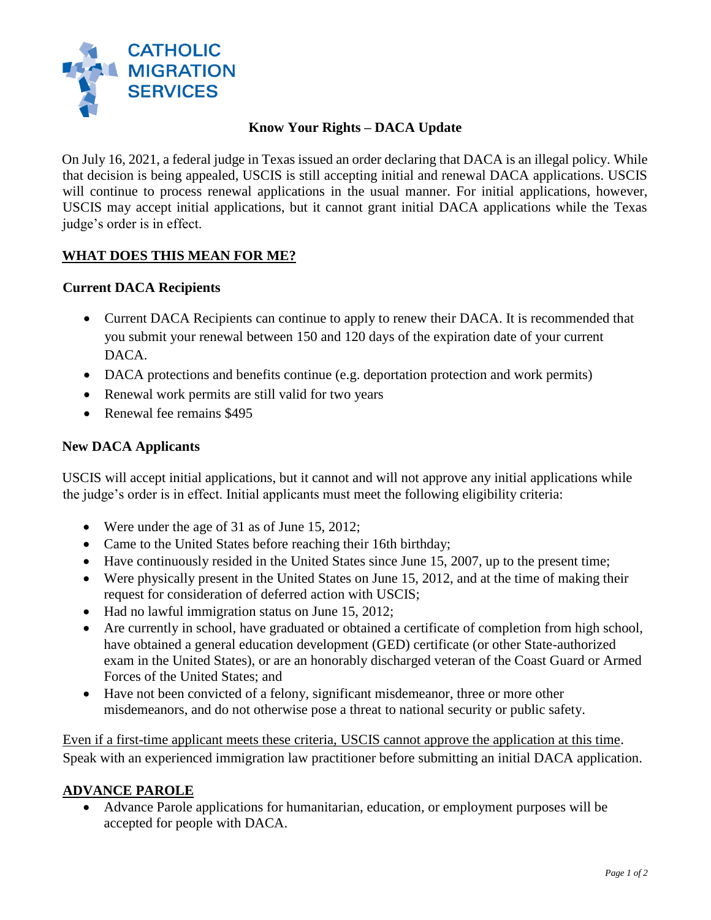CATHOLIC MIGRATION SERVICES

# Know Your Rights – DACA Update

On July 16, 2021, a federal judge in Texas issued an order declaring that DACA is an illegal policy. While that decision is being appealed, USCIS is still accepting initial and renewal DACA applications. USCIS will continue to process renewal applications in the usual manner. For initial applications, however, USCIS may accept initial applications, but it cannot grant initial DACA applications while the Texas judge's order is in effect.

## WHAT DOES THIS MEAN FOR ME?

### Current DACA Recipients

- Current DACA Recipients can continue to apply to renew their DACA. It is recommended that you submit your renewal between 150 and 120 days of the expiration date of your current DACA.
- DACA protections and benefits continue (e.g. deportation protection and work permits)
- Renewal work permits are still valid for two years
- Renewal fee remains $495

### New DACA Applicants

USCIS will accept initial applications, but it cannot and will not approve any initial applications while the judge's order is in effect. Initial applicants must meet the following eligibility criteria:

- Were under the age of 31 as of June 15, 2012;
- Came to the United States before reaching their 16th birthday;
- Have continuously resided in the United States since June 15, 2007, up to the present time;
- Were physically present in the United States on June 15, 2012, and at the time of making their request for consideration of deferred action with USCIS;
- Had no lawful immigration status on June 15, 2012;
- Are currently in school, have graduated or obtained a certificate of completion from high school, have obtained a general education development (GED) certificate (or other State-authorized exam in the United States), or are an honorably discharged veteran of the Coast Guard or Armed Forces of the United States; and
- Have not been convicted of a felony, significant misdemeanor, three or more other misdemeanors, and do not otherwise pose a threat to national security or public safety.

Even if a first-time applicant meets these criteria, USCIS cannot approve the application at this time. Speak with an experienced immigration law practitioner before submitting an initial DACA application.

## ADVANCE PAROLE

- Advance Parole applications for humanitarian, education, or employment purposes will be accepted for people with DACA.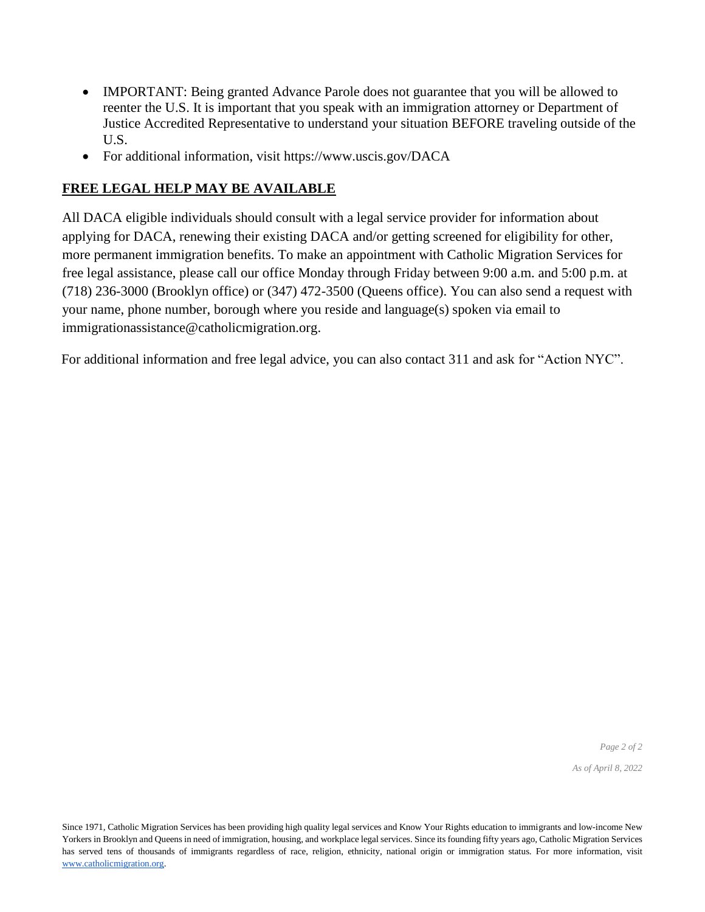- IMPORTANT: Being granted Advance Parole does not guarantee that you will be allowed to reenter the U.S. It is important that you speak with an immigration attorney or Department of Justice Accredited Representative to understand your situation BEFORE traveling outside of the U.S.
- For additional information, visit https://www.uscis.gov/DACA

## FREE LEGAL HELP MAY BE AVAILABLE

All DACA eligible individuals should consult with a legal service provider for information about applying for DACA, renewing their existing DACA and/or getting screened for eligibility for other, more permanent immigration benefits. To make an appointment with Catholic Migration Services for free legal assistance, please call our office Monday through Friday between 9:00 a.m. and 5:00 p.m. at (718) 236-3000 (Brooklyn office) or (347) 472-3500 (Queens office). You can also send a request with your name, phone number, borough where you reside and language(s) spoken via email to immigrationassistance@catholicmigration.org.

For additional information and free legal advice, you can also contact 311 and ask for "Action NYC".

*As of April 8, 2022*

Since 1971, Catholic Migration Services has been providing high quality legal services and Know Your Rights education to immigrants and low-income New Yorkers in Brooklyn and Queens in need of immigration, housing, and workplace legal services. Since its founding fifty years ago, Catholic Migration Services has served tens of thousands of immigrants regardless of race, religion, ethnicity, national origin or immigration status. For more information, visit www.catholicmigration.org.